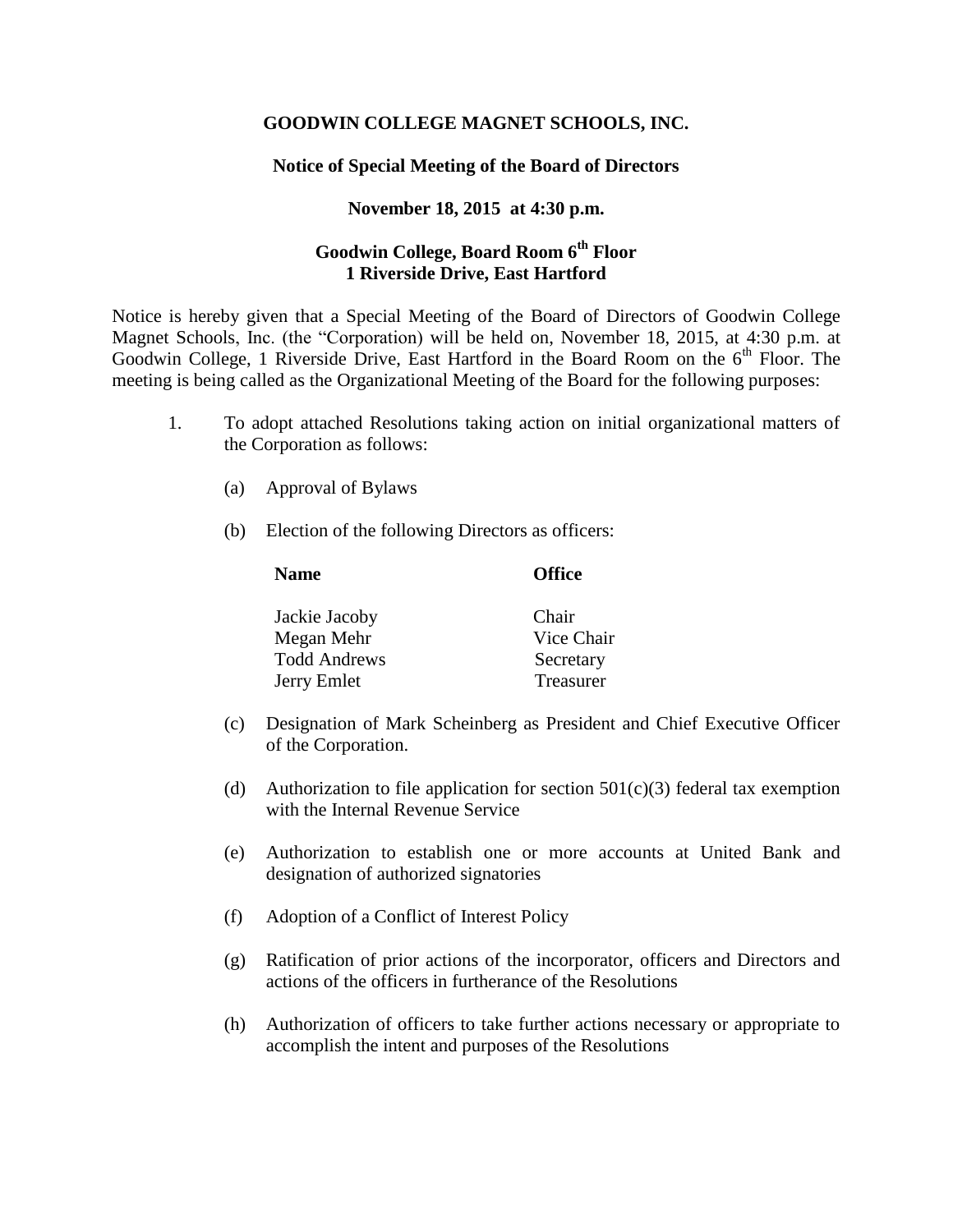**GOODWIN COLLEGE MAGNET SCHOOLS, INC.**

**Notice of Special Meeting of the Board of Directors**

**November 18, 2015 at 4:30 p.m.**

**Goodwin College, Board Room 6th Floor**
**1 Riverside Drive, East Hartford**

Notice is hereby given that a Special Meeting of the Board of Directors of Goodwin College Magnet Schools, Inc. (the "Corporation) will be held on, November 18, 2015, at 4:30 p.m. at Goodwin College, 1 Riverside Drive, East Hartford in the Board Room on the 6th Floor. The meeting is being called as the Organizational Meeting of the Board for the following purposes:

1. To adopt attached Resolutions taking action on initial organizational matters of the Corporation as follows:

   (a) Approval of Bylaws

   (b) Election of the following Directors as officers:

   | **Name** | **Office** |
   |---|---|
   | Jackie Jacoby | Chair |
   | Megan Mehr | Vice Chair |
   | Todd Andrews | Secretary |
   | Jerry Emlet | Treasurer |

   (c) Designation of Mark Scheinberg as President and Chief Executive Officer of the Corporation.

   (d) Authorization to file application for section 501(c)(3) federal tax exemption with the Internal Revenue Service

   (e) Authorization to establish one or more accounts at United Bank and designation of authorized signatories

   (f) Adoption of a Conflict of Interest Policy

   (g) Ratification of prior actions of the incorporator, officers and Directors and actions of the officers in furtherance of the Resolutions

   (h) Authorization of officers to take further actions necessary or appropriate to accomplish the intent and purposes of the Resolutions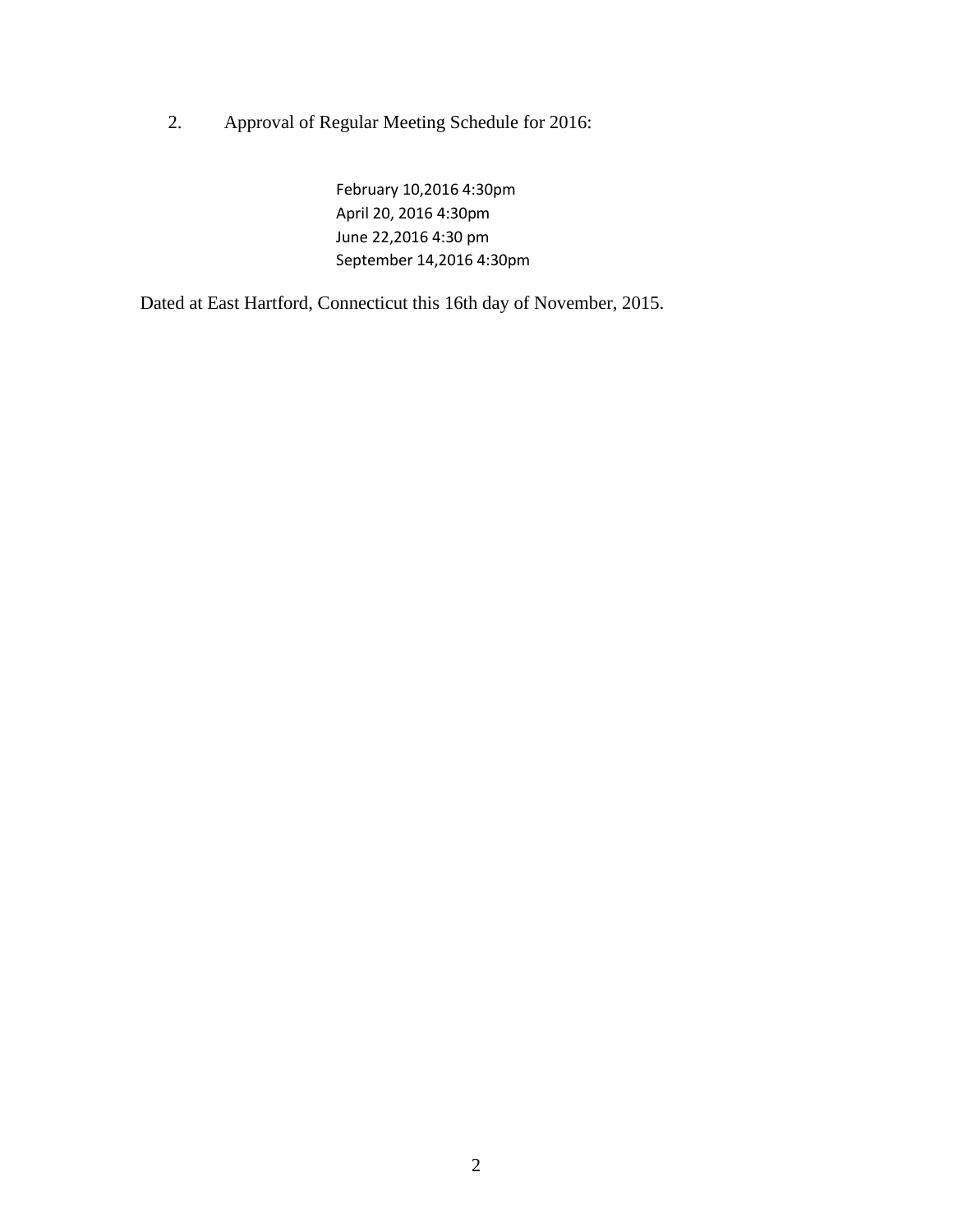2. Approval of Regular Meeting Schedule for 2016:

February 10,2016 4:30pm
April 20, 2016 4:30pm
June 22,2016 4:30 pm
September 14,2016 4:30pm

Dated at East Hartford, Connecticut this 16th day of November, 2015.